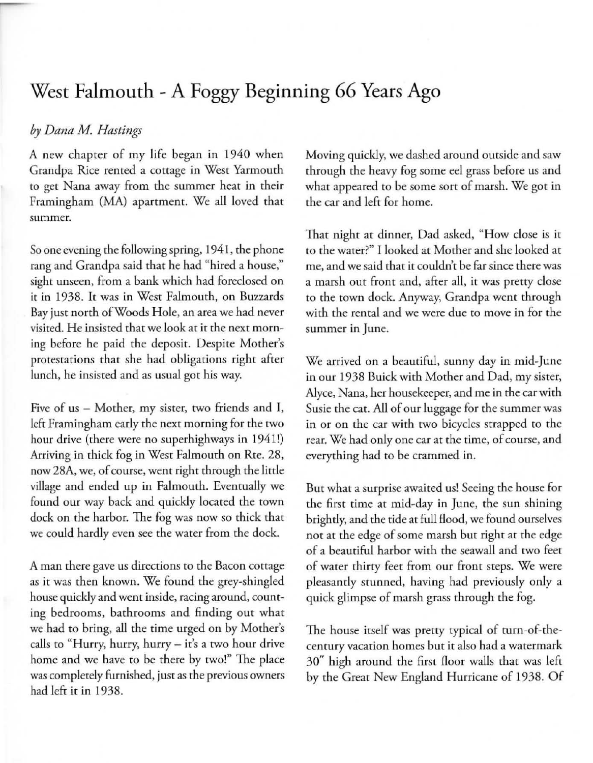# West Falmouth - A Foggy Beginning 66 Years Ago

*by Dana M. Hastings*

A new chapter of my life began in 1940 when Grandpa Rice rented a cottage in West Yarmouth to get Nana away from the summer heat in their Framingham (MA) apartment. We all loved that summer.

So one evening the following spring, 1941, the phone rang and Grandpa said that he had "hired a house," sight unseen, from a bank which had foreclosed on it in 1938. It was in West Falmouth, on Buzzards Bay just north of Woods Hole, an area we had never visited. He insisted that we look at it the next morning before he paid the deposit. Despite Mother's protestations that she had obligations right after lunch, he insisted and as usual got his way.

Five of us – Mother, my sister, two friends and I, left Framingham early the next morning for the two hour drive (there were no superhighways in 1941!) Arriving in thick fog in West Falmouth on Rte. 28, now 28A, we, of course, went right through the little village and ended up in Falmouth. Eventually we found our way back and quickly located the town dock on the harbor. The fog was now so thick that we could hardly even see the water from the dock.

A man there gave us directions to the Bacon cottage as it was then known. We found the grey-shingled house quickly and went inside, racing around, counting bedrooms, bathrooms and finding out what we had to bring, all the time urged on by Mother's calls to "Hurry, hurry, hurry – it's a two hour drive home and we have to be there by two!" The place was completely furnished, just as the previous owners had left it in 1938.

Moving quickly, we dashed around outside and saw through the heavy fog some eel grass before us and what appeared to be some sort of marsh. We got in the car and left for home.

That night at dinner, Dad asked, "How close is it to the water?" I looked at Mother and she looked at me, and we said that it couldn't be far since there was a marsh out front and, after all, it was pretty close to the town dock. Anyway, Grandpa went through with the rental and we were due to move in for the summer in June.

We arrived on a beautiful, sunny day in mid-June in our 1938 Buick with Mother and Dad, my sister, Alyce, Nana, her housekeeper, and me in the car with Susie the cat. All of our luggage for the summer was in or on the car with two bicycles strapped to the rear. We had only one car at the time, of course, and everything had to be crammed in.

But what a surprise awaited us! Seeing the house for the first time at mid-day in June, the sun shining brightly, and the tide at full flood, we found ourselves not at the edge of some marsh but right at the edge of a beautiful harbor with the seawall and two feet of water thirty feet from our front steps. We were pleasantly stunned, having had previously only a quick glimpse of marsh grass through the fog.

The house itself was pretty typical of turn-of-the-century vacation homes but it also had a watermark 30″ high around the first floor walls that was left by the Great New England Hurricane of 1938. Of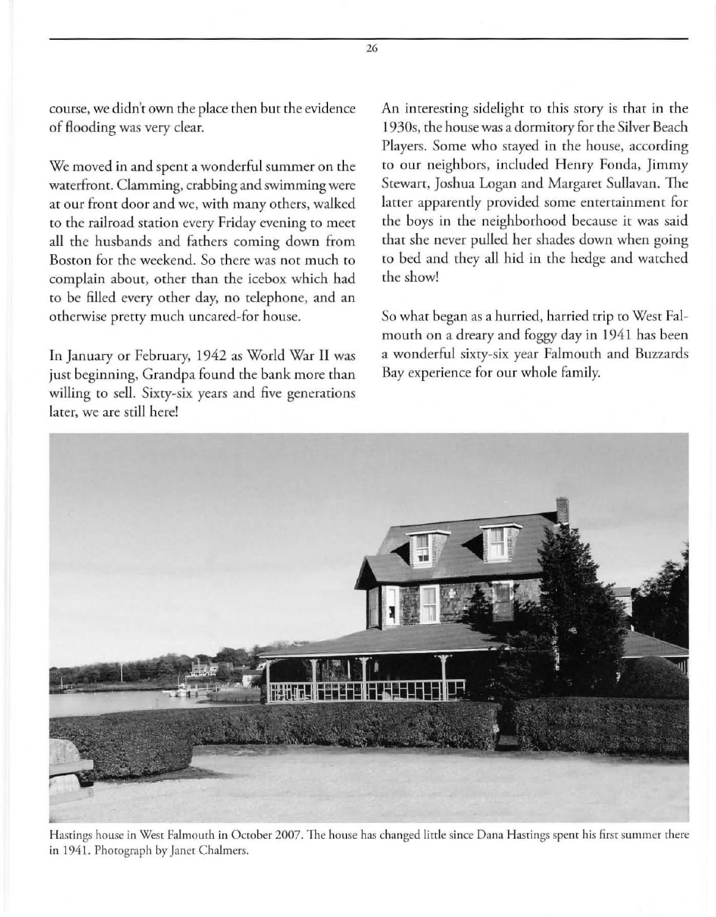course, we didn't own the place then but the evidence of flooding was very clear.

We moved in and spent a wonderful summer on the waterfront. Clamming, crabbing and swimming were at our front door and we, with many others, walked to the railroad station every Friday evening to meet all the husbands and fathers coming down from Boston for the weekend. So there was not much to complain about, other than the icebox which had to be filled every other day, no telephone, and an otherwise pretty much uncared-for house.

In January or February, 1942 as World War II was just beginning, Grandpa found the bank more than willing to sell. Sixty-six years and five generations later, we are still here!

An interesting sidelight to this story is that in the 1930s, the house was a dormitory for the Silver Beach Players. Some who stayed in the house, according to our neighbors, included Henry Fonda, Jimmy Stewart, Joshua Logan and Margaret Sullavan. The latter apparently provided some entertainment for the boys in the neighborhood because it was said that she never pulled her shades down when going to bed and they all hid in the hedge and watched the show!

So what began as a hurried, harried trip to West Falmouth on a dreary and foggy day in 1941 has been a wonderful sixty-six year Falmouth and Buzzards Bay experience for our whole family.

Hastings house in West Falmouth in October 2007. The house has changed little since Dana Hastings spent his first summer there in 1941. Photograph by Janet Chalmers.